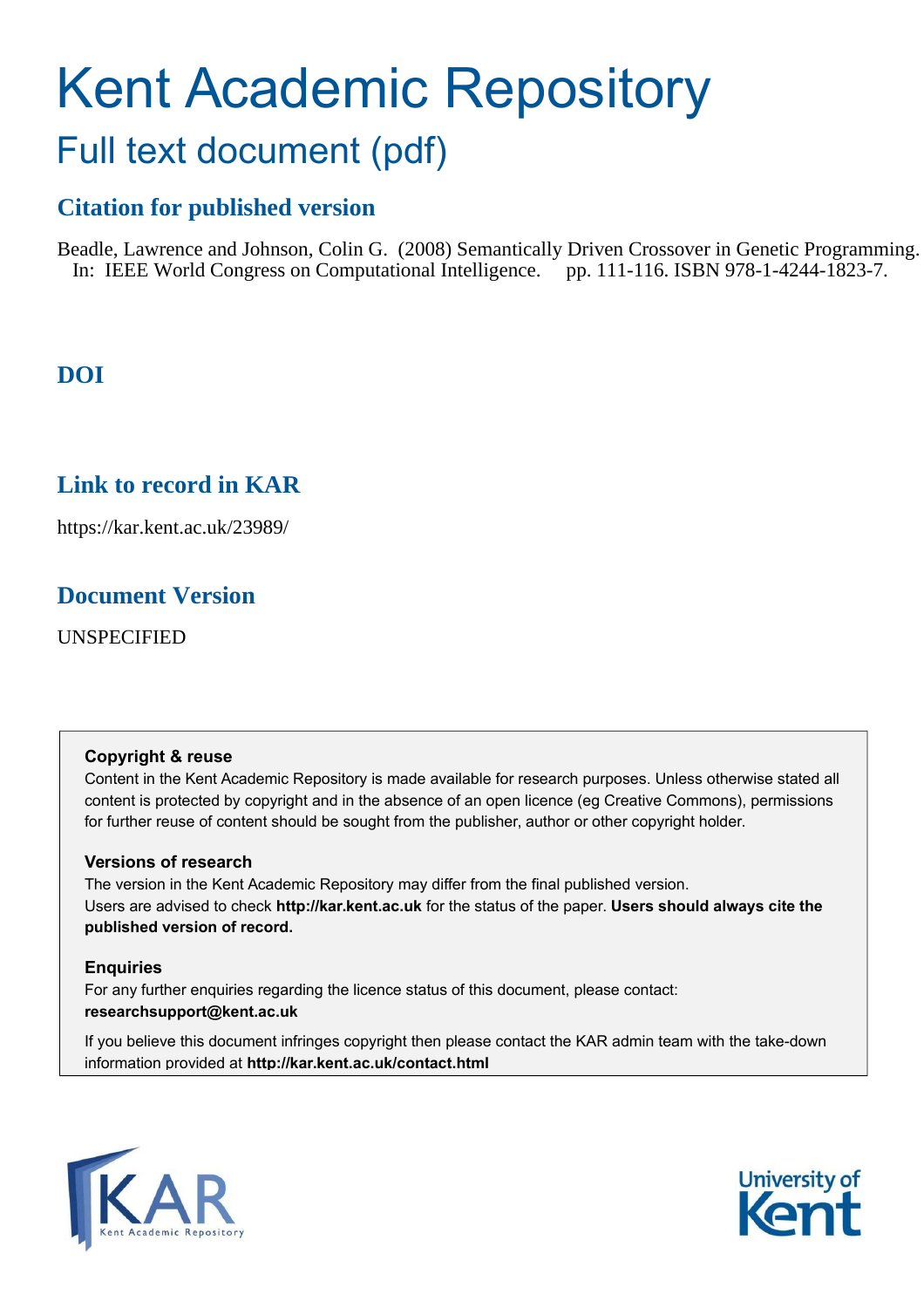# Kent Academic Repository

## Full text document (pdf)

### Citation for published version

Beadle, Lawrence and Johnson, Colin G. (2008) Semantically Driven Crossover in Genetic Programming. In: IEEE World Congress on Computational Intelligence. pp. 111-116. ISBN 978-1-4244-1823-7.

### DOI

### Link to record in KAR

https://kar.kent.ac.uk/23989/

### Document Version

UNSPECIFIED

**Copyright & reuse**

Content in the Kent Academic Repository is made available for research purposes. Unless otherwise stated all content is protected by copyright and in the absence of an open licence (eg Creative Commons), permissions for further reuse of content should be sought from the publisher, author or other copyright holder.

**Versions of research**

The version in the Kent Academic Repository may differ from the final published version. Users are advised to check **http://kar.kent.ac.uk** for the status of the paper. **Users should always cite the published version of record.**

**Enquiries**

For any further enquiries regarding the licence status of this document, please contact: **researchsupport@kent.ac.uk**

If you believe this document infringes copyright then please contact the KAR admin team with the take-down information provided at **http://kar.kent.ac.uk/contact.html**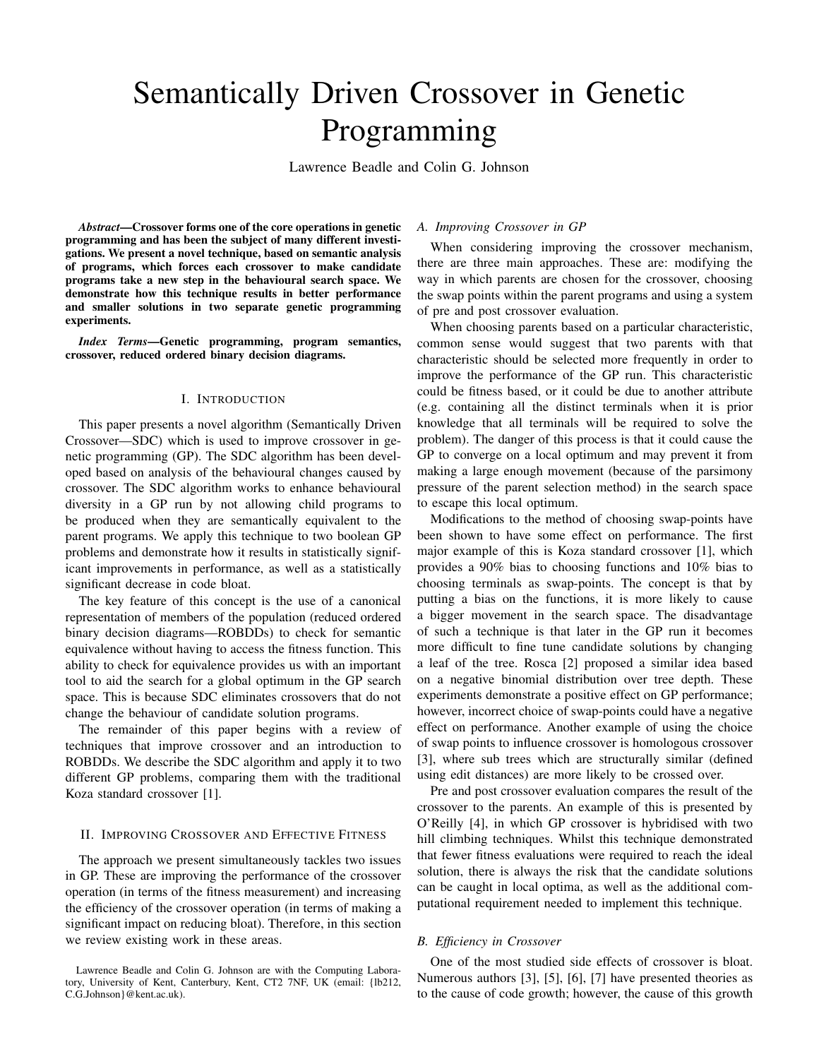# Semantically Driven Crossover in Genetic Programming

Lawrence Beadle and Colin G. Johnson

***Abstract*—Crossover forms one of the core operations in genetic programming and has been the subject of many different investigations. We present a novel technique, based on semantic analysis of programs, which forces each crossover to make candidate programs take a new step in the behavioural search space. We demonstrate how this technique results in better performance and smaller solutions in two separate genetic programming experiments.**

***Index Terms*—Genetic programming, program semantics, crossover, reduced ordered binary decision diagrams.**

## I. Introduction

This paper presents a novel algorithm (Semantically Driven Crossover—SDC) which is used to improve crossover in genetic programming (GP). The SDC algorithm has been developed based on analysis of the behavioural changes caused by crossover. The SDC algorithm works to enhance behavioural diversity in a GP run by not allowing child programs to be produced when they are semantically equivalent to the parent programs. We apply this technique to two boolean GP problems and demonstrate how it results in statistically significant improvements in performance, as well as a statistically significant decrease in code bloat.

The key feature of this concept is the use of a canonical representation of members of the population (reduced ordered binary decision diagrams—ROBDDs) to check for semantic equivalence without having to access the fitness function. This ability to check for equivalence provides us with an important tool to aid the search for a global optimum in the GP search space. This is because SDC eliminates crossovers that do not change the behaviour of candidate solution programs.

The remainder of this paper begins with a review of techniques that improve crossover and an introduction to ROBDDs. We describe the SDC algorithm and apply it to two different GP problems, comparing them with the traditional Koza standard crossover [1].

## II. Improving Crossover and Effective Fitness

The approach we present simultaneously tackles two issues in GP. These are improving the performance of the crossover operation (in terms of the fitness measurement) and increasing the efficiency of the crossover operation (in terms of making a significant impact on reducing bloat). Therefore, in this section we review existing work in these areas.

### A. Improving Crossover in GP

When considering improving the crossover mechanism, there are three main approaches. These are: modifying the way in which parents are chosen for the crossover, choosing the swap points within the parent programs and using a system of pre and post crossover evaluation.

When choosing parents based on a particular characteristic, common sense would suggest that two parents with that characteristic should be selected more frequently in order to improve the performance of the GP run. This characteristic could be fitness based, or it could be due to another attribute (e.g. containing all the distinct terminals when it is prior knowledge that all terminals will be required to solve the problem). The danger of this process is that it could cause the GP to converge on a local optimum and may prevent it from making a large enough movement (because of the parsimony pressure of the parent selection method) in the search space to escape this local optimum.

Modifications to the method of choosing swap-points have been shown to have some effect on performance. The first major example of this is Koza standard crossover [1], which provides a 90% bias to choosing functions and 10% bias to choosing terminals as swap-points. The concept is that by putting a bias on the functions, it is more likely to cause a bigger movement in the search space. The disadvantage of such a technique is that later in the GP run it becomes more difficult to fine tune candidate solutions by changing a leaf of the tree. Rosca [2] proposed a similar idea based on a negative binomial distribution over tree depth. These experiments demonstrate a positive effect on GP performance; however, incorrect choice of swap-points could have a negative effect on performance. Another example of using the choice of swap points to influence crossover is homologous crossover [3], where sub trees which are structurally similar (defined using edit distances) are more likely to be crossed over.

Pre and post crossover evaluation compares the result of the crossover to the parents. An example of this is presented by O'Reilly [4], in which GP crossover is hybridised with two hill climbing techniques. Whilst this technique demonstrated that fewer fitness evaluations were required to reach the ideal solution, there is always the risk that the candidate solutions can be caught in local optima, as well as the additional computational requirement needed to implement this technique.

### B. Efficiency in Crossover

One of the most studied side effects of crossover is bloat. Numerous authors [3], [5], [6], [7] have presented theories as to the cause of code growth; however, the cause of this growth

Lawrence Beadle and Colin G. Johnson are with the Computing Laboratory, University of Kent, Canterbury, Kent, CT2 7NF, UK (email: {lb212, C.G.Johnson}@kent.ac.uk).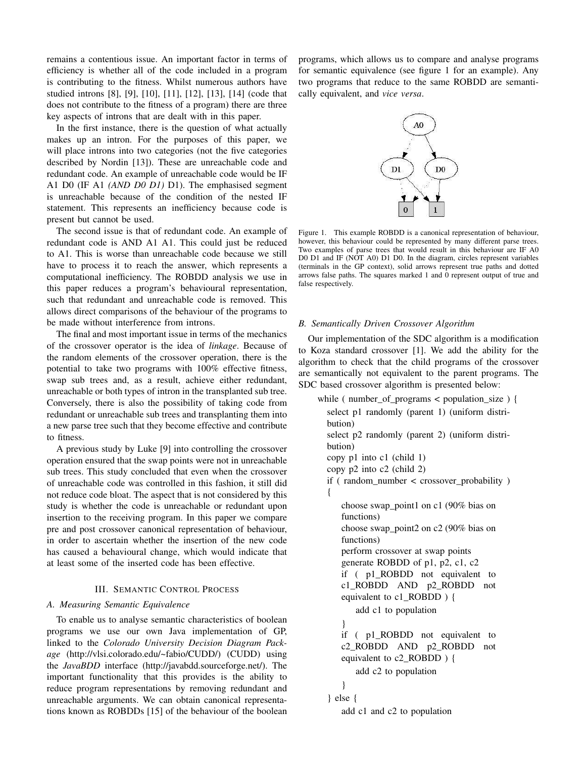remains a contentious issue. An important factor in terms of efficiency is whether all of the code included in a program is contributing to the fitness. Whilst numerous authors have studied introns [8], [9], [10], [11], [12], [13], [14] (code that does not contribute to the fitness of a program) there are three key aspects of introns that are dealt with in this paper.

In the first instance, there is the question of what actually makes up an intron. For the purposes of this paper, we will place introns into two categories (not the five categories described by Nordin [13]). These are unreachable code and redundant code. An example of unreachable code would be IF A1 D0 (IF A1 *(AND D0 D1)* D1). The emphasised segment is unreachable because of the condition of the nested IF statement. This represents an inefficiency because code is present but cannot be used.

The second issue is that of redundant code. An example of redundant code is AND A1 A1. This could just be reduced to A1. This is worse than unreachable code because we still have to process it to reach the answer, which represents a computational inefficiency. The ROBDD analysis we use in this paper reduces a program's behavioural representation, such that redundant and unreachable code is removed. This allows direct comparisons of the behaviour of the programs to be made without interference from introns.

The final and most important issue in terms of the mechanics of the crossover operator is the idea of *linkage*. Because of the random elements of the crossover operation, there is the potential to take two programs with 100% effective fitness, swap sub trees and, as a result, achieve either redundant, unreachable or both types of intron in the transplanted sub tree. Conversely, there is also the possibility of taking code from redundant or unreachable sub trees and transplanting them into a new parse tree such that they become effective and contribute to fitness.

A previous study by Luke [9] into controlling the crossover operation ensured that the swap points were not in unreachable sub trees. This study concluded that even when the crossover of unreachable code was controlled in this fashion, it still did not reduce code bloat. The aspect that is not considered by this study is whether the code is unreachable or redundant upon insertion to the receiving program. In this paper we compare pre and post crossover canonical representation of behaviour, in order to ascertain whether the insertion of the new code has caused a behavioural change, which would indicate that at least some of the inserted code has been effective.

## III. Semantic Control Process

### A. Measuring Semantic Equivalence

To enable us to analyse semantic characteristics of boolean programs we use our own Java implementation of GP, linked to the *Colorado University Decision Diagram Package* (http://vlsi.colorado.edu/~fabio/CUDD/) (CUDD) using the *JavaBDD* interface (http://javabdd.sourceforge.net/). The important functionality that this provides is the ability to reduce program representations by removing redundant and unreachable arguments. We can obtain canonical representations known as ROBDDs [15] of the behaviour of the boolean programs, which allows us to compare and analyse programs for semantic equivalence (see figure 1 for an example). Any two programs that reduce to the same ROBDD are semantically equivalent, and *vice versa*.

Figure 1. This example ROBDD is a canonical representation of behaviour, however, this behaviour could be represented by many different parse trees. Two examples of parse trees that would result in this behaviour are IF A0 D0 D1 and IF (NOT A0) D1 D0. In the diagram, circles represent variables (terminals in the GP context), solid arrows represent true paths and dotted arrows false paths. The squares marked 1 and 0 represent output of true and false respectively.

### B. Semantically Driven Crossover Algorithm

Our implementation of the SDC algorithm is a modification to Koza standard crossover [1]. We add the ability for the algorithm to check that the child programs of the crossover are semantically not equivalent to the parent programs. The SDC based crossover algorithm is presented below:

```
while ( number_of_programs < population_size ) {
    select p1 randomly (parent 1) (uniform distribution)
    select p2 randomly (parent 2) (uniform distribution)
    copy p1 into c1 (child 1)
    copy p2 into c2 (child 2)
    if ( random_number < crossover_probability )
    {
        choose swap_point1 on c1 (90% bias on functions)
        choose swap_point2 on c2 (90% bias on functions)
        perform crossover at swap points
        generate ROBDD of p1, p2, c1, c2
        if ( p1_ROBDD not equivalent to c1_ROBDD AND p2_ROBDD not equivalent to c1_ROBDD ) {
            add c1 to population
        }
        if ( p1_ROBDD not equivalent to c2_ROBDD AND p2_ROBDD not equivalent to c2_ROBDD ) {
            add c2 to population
        }
    } else {
        add c1 and c2 to population
```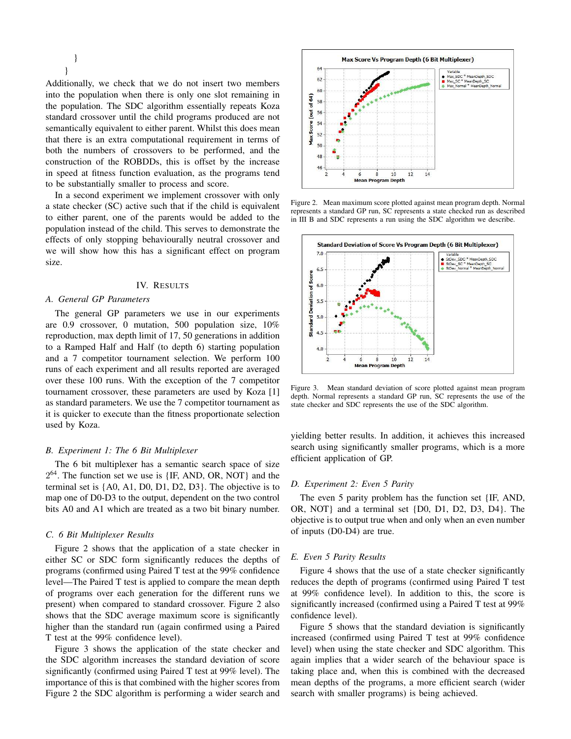}
}

Additionally, we check that we do not insert two members into the population when there is only one slot remaining in the population. The SDC algorithm essentially repeats Koza standard crossover until the child programs produced are not semantically equivalent to either parent. Whilst this does mean that there is an extra computational requirement in terms of both the numbers of crossovers to be performed, and the construction of the ROBDDs, this is offset by the increase in speed at fitness function evaluation, as the programs tend to be substantially smaller to process and score.

In a second experiment we implement crossover with only a state checker (SC) active such that if the child is equivalent to either parent, one of the parents would be added to the population instead of the child. This serves to demonstrate the effects of only stopping behaviourally neutral crossover and we will show how this has a significant effect on program size.

## IV. Results

### A. General GP Parameters

The general GP parameters we use in our experiments are 0.9 crossover, 0 mutation, 500 population size, 10% reproduction, max depth limit of 17, 50 generations in addition to a Ramped Half and Half (to depth 6) starting population and a 7 competitor tournament selection. We perform 100 runs of each experiment and all results reported are averaged over these 100 runs. With the exception of the 7 competitor tournament crossover, these parameters are used by Koza [1] as standard parameters. We use the 7 competitor tournament as it is quicker to execute than the fitness proportionate selection used by Koza.

### B. Experiment 1: The 6 Bit Multiplexer

The 6 bit multiplexer has a semantic search space of size $2^{64}$. The function set we use is {IF, AND, OR, NOT} and the terminal set is {A0, A1, D0, D1, D2, D3}. The objective is to map one of D0-D3 to the output, dependent on the two control bits A0 and A1 which are treated as a two bit binary number.

### C. 6 Bit Multiplexer Results

Figure 2 shows that the application of a state checker in either SC or SDC form significantly reduces the depths of programs (confirmed using Paired T test at the 99% confidence level—The Paired T test is applied to compare the mean depth of programs over each generation for the different runs we present) when compared to standard crossover. Figure 2 also shows that the SDC average maximum score is significantly higher than the standard run (again confirmed using a Paired T test at the 99% confidence level).

Figure 3 shows the application of the state checker and the SDC algorithm increases the standard deviation of score significantly (confirmed using Paired T test at 99% level). The importance of this is that combined with the higher scores from Figure 2 the SDC algorithm is performing a wider search and yielding better results. In addition, it achieves this increased search using significantly smaller programs, which is a more efficient application of GP.

Figure 2. Mean maximum score plotted against mean program depth. Normal represents a standard GP run, SC represents a state checked run as described in III B and SDC represents a run using the SDC algorithm we describe.

Figure 3. Mean standard deviation of score plotted against mean program depth. Normal represents a standard GP run, SC represents the use of the state checker and SDC represents the use of the SDC algorithm.

### D. Experiment 2: Even 5 Parity

The even 5 parity problem has the function set {IF, AND, OR, NOT} and a terminal set {D0, D1, D2, D3, D4}. The objective is to output true when and only when an even number of inputs (D0-D4) are true.

### E. Even 5 Parity Results

Figure 4 shows that the use of a state checker significantly reduces the depth of programs (confirmed using Paired T test at 99% confidence level). In addition to this, the score is significantly increased (confirmed using a Paired T test at 99% confidence level).

Figure 5 shows that the standard deviation is significantly increased (confirmed using Paired T test at 99% confidence level) when using the state checker and SDC algorithm. This again implies that a wider search of the behaviour space is taking place and, when this is combined with the decreased mean depths of the programs, a more efficient search (wider search with smaller programs) is being achieved.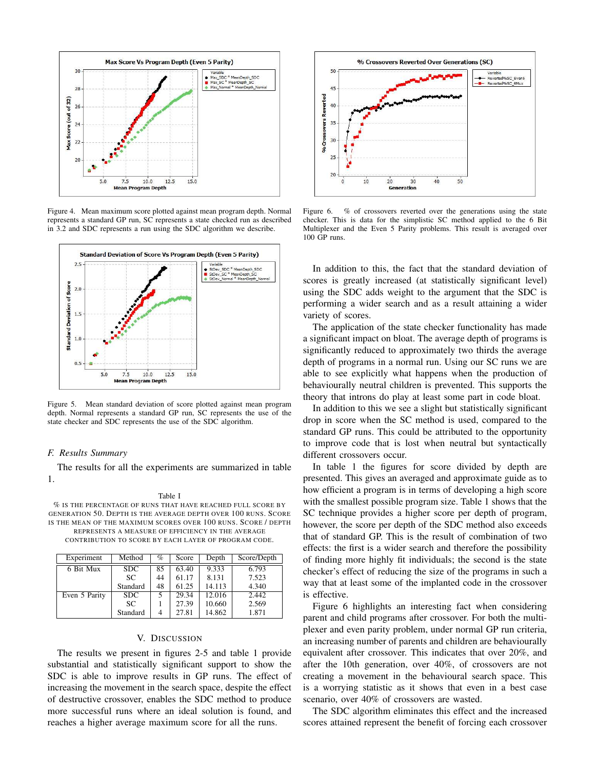Figure 4. Mean maximum score plotted against mean program depth. Normal represents a standard GP run, SC represents a state checked run as described in 3.2 and SDC represents a run using the SDC algorithm we describe.

Figure 5. Mean standard deviation of score plotted against mean program depth. Normal represents a standard GP run, SC represents the use of the state checker and SDC represents the use of the SDC algorithm.

### F. Results Summary

The results for all the experiments are summarized in table 1.

Table I
% IS THE PERCENTAGE OF RUNS THAT HAVE REACHED FULL SCORE BY GENERATION 50. DEPTH IS THE AVERAGE DEPTH OVER 100 RUNS. SCORE IS THE MEAN OF THE MAXIMUM SCORES OVER 100 RUNS. SCORE / DEPTH REPRESENTS A MEASURE OF EFFICIENCY IN THE AVERAGE CONTRIBUTION TO SCORE BY EACH LAYER OF PROGRAM CODE.

| Experiment | Method | % | Score | Depth | Score/Depth |
|---|---|---|---|---|---|
| 6 Bit Mux | SDC | 85 | 63.40 | 9.333 | 6.793 |
| | SC | 44 | 61.17 | 8.131 | 7.523 |
| | Standard | 48 | 61.25 | 14.113 | 4.340 |
| Even 5 Parity | SDC | 5 | 29.34 | 12.016 | 2.442 |
| | SC | 1 | 27.39 | 10.660 | 2.569 |
| | Standard | 4 | 27.81 | 14.862 | 1.871 |

## V. Discussion

The results we present in figures 2-5 and table 1 provide substantial and statistically significant support to show the SDC is able to improve results in GP runs. The effect of increasing the movement in the search space, despite the effect of destructive crossover, enables the SDC method to produce more successful runs where an ideal solution is found, and reaches a higher average maximum score for all the runs.

Figure 6. % of crossovers reverted over the generations using the state checker. This is data for the simplistic SC method applied to the 6 Bit Multiplexer and the Even 5 Parity problems. This result is averaged over 100 GP runs.

In addition to this, the fact that the standard deviation of scores is greatly increased (at statistically significant level) using the SDC adds weight to the argument that the SDC is performing a wider search and as a result attaining a wider variety of scores.

The application of the state checker functionality has made a significant impact on bloat. The average depth of programs is significantly reduced to approximately two thirds the average depth of programs in a normal run. Using our SC runs we are able to see explicitly what happens when the production of behaviourally neutral children is prevented. This supports the theory that introns do play at least some part in code bloat.

In addition to this we see a slight but statistically significant drop in score when the SC method is used, compared to the standard GP runs. This could be attributed to the opportunity to improve code that is lost when neutral but syntactically different crossovers occur.

In table 1 the figures for score divided by depth are presented. This gives an averaged and approximate guide as to how efficient a program is in terms of developing a high score with the smallest possible program size. Table 1 shows that the SC technique provides a higher score per depth of program, however, the score per depth of the SDC method also exceeds that of standard GP. This is the result of combination of two effects: the first is a wider search and therefore the possibility of finding more highly fit individuals; the second is the state checker's effect of reducing the size of the programs in such a way that at least some of the implanted code in the crossover is effective.

Figure 6 highlights an interesting fact when considering parent and child programs after crossover. For both the multiplexer and even parity problem, under normal GP run criteria, an increasing number of parents and children are behaviourally equivalent after crossover. This indicates that over 20%, and after the 10th generation, over 40%, of crossovers are not creating a movement in the behavioural search space. This is a worrying statistic as it shows that even in a best case scenario, over 40% of crossovers are wasted.

The SDC algorithm eliminates this effect and the increased scores attained represent the benefit of forcing each crossover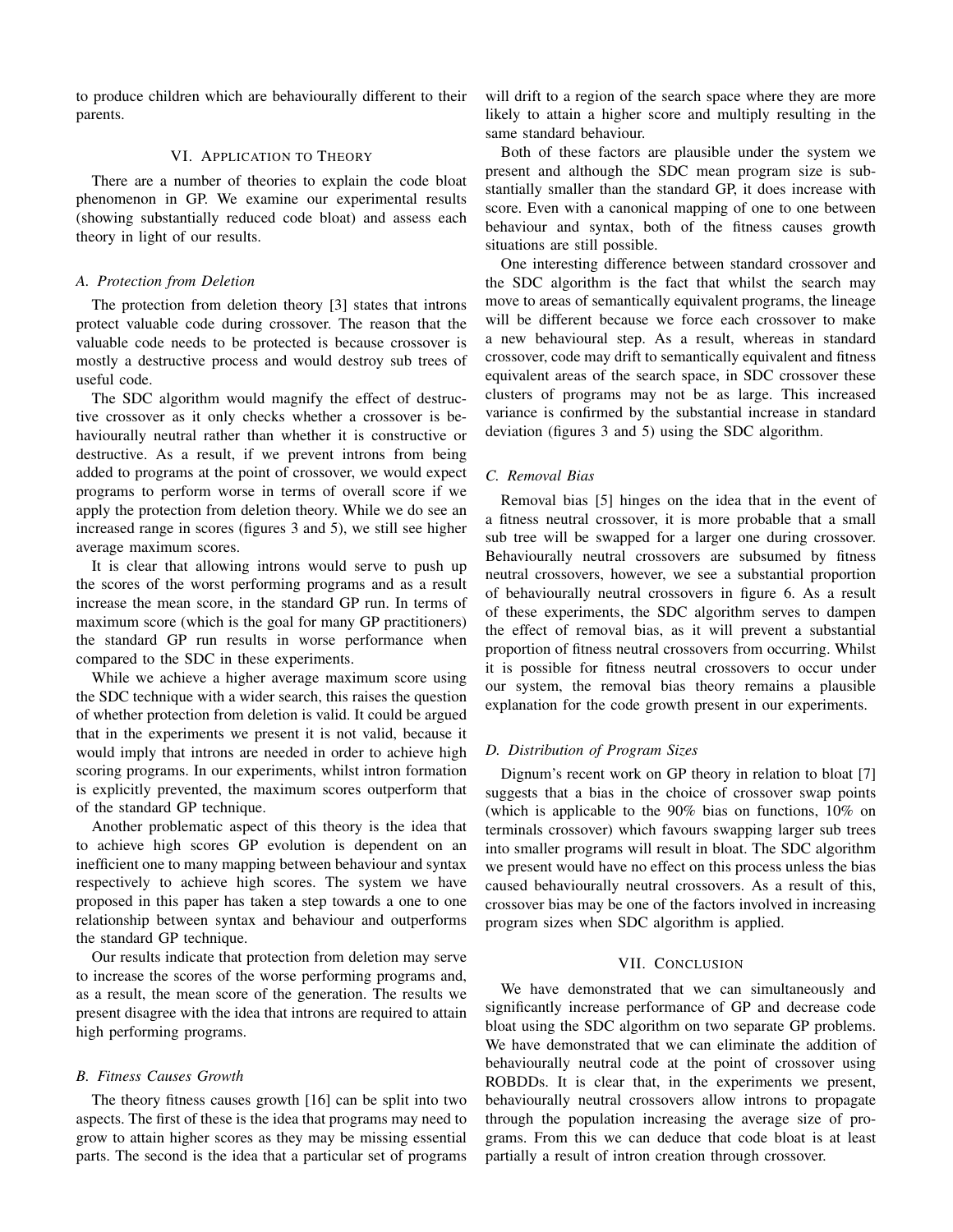to produce children which are behaviourally different to their parents.

## VI. Application to Theory

There are a number of theories to explain the code bloat phenomenon in GP. We examine our experimental results (showing substantially reduced code bloat) and assess each theory in light of our results.

### A. Protection from Deletion

The protection from deletion theory [3] states that introns protect valuable code during crossover. The reason that the valuable code needs to be protected is because crossover is mostly a destructive process and would destroy sub trees of useful code.

The SDC algorithm would magnify the effect of destructive crossover as it only checks whether a crossover is behaviourally neutral rather than whether it is constructive or destructive. As a result, if we prevent introns from being added to programs at the point of crossover, we would expect programs to perform worse in terms of overall score if we apply the protection from deletion theory. While we do see an increased range in scores (figures 3 and 5), we still see higher average maximum scores.

It is clear that allowing introns would serve to push up the scores of the worst performing programs and as a result increase the mean score, in the standard GP run. In terms of maximum score (which is the goal for many GP practitioners) the standard GP run results in worse performance when compared to the SDC in these experiments.

While we achieve a higher average maximum score using the SDC technique with a wider search, this raises the question of whether protection from deletion is valid. It could be argued that in the experiments we present it is not valid, because it would imply that introns are needed in order to achieve high scoring programs. In our experiments, whilst intron formation is explicitly prevented, the maximum scores outperform that of the standard GP technique.

Another problematic aspect of this theory is the idea that to achieve high scores GP evolution is dependent on an inefficient one to many mapping between behaviour and syntax respectively to achieve high scores. The system we have proposed in this paper has taken a step towards a one to one relationship between syntax and behaviour and outperforms the standard GP technique.

Our results indicate that protection from deletion may serve to increase the scores of the worse performing programs and, as a result, the mean score of the generation. The results we present disagree with the idea that introns are required to attain high performing programs.

### B. Fitness Causes Growth

The theory fitness causes growth [16] can be split into two aspects. The first of these is the idea that programs may need to grow to attain higher scores as they may be missing essential parts. The second is the idea that a particular set of programs will drift to a region of the search space where they are more likely to attain a higher score and multiply resulting in the same standard behaviour.

Both of these factors are plausible under the system we present and although the SDC mean program size is substantially smaller than the standard GP, it does increase with score. Even with a canonical mapping of one to one between behaviour and syntax, both of the fitness causes growth situations are still possible.

One interesting difference between standard crossover and the SDC algorithm is the fact that whilst the search may move to areas of semantically equivalent programs, the lineage will be different because we force each crossover to make a new behavioural step. As a result, whereas in standard crossover, code may drift to semantically equivalent and fitness equivalent areas of the search space, in SDC crossover these clusters of programs may not be as large. This increased variance is confirmed by the substantial increase in standard deviation (figures 3 and 5) using the SDC algorithm.

### C. Removal Bias

Removal bias [5] hinges on the idea that in the event of a fitness neutral crossover, it is more probable that a small sub tree will be swapped for a larger one during crossover. Behaviourally neutral crossovers are subsumed by fitness neutral crossovers, however, we see a substantial proportion of behaviourally neutral crossovers in figure 6. As a result of these experiments, the SDC algorithm serves to dampen the effect of removal bias, as it will prevent a substantial proportion of fitness neutral crossovers from occurring. Whilst it is possible for fitness neutral crossovers to occur under our system, the removal bias theory remains a plausible explanation for the code growth present in our experiments.

### D. Distribution of Program Sizes

Dignum's recent work on GP theory in relation to bloat [7] suggests that a bias in the choice of crossover swap points (which is applicable to the 90% bias on functions, 10% on terminals crossover) which favours swapping larger sub trees into smaller programs will result in bloat. The SDC algorithm we present would have no effect on this process unless the bias caused behaviourally neutral crossovers. As a result of this, crossover bias may be one of the factors involved in increasing program sizes when SDC algorithm is applied.

## VII. Conclusion

We have demonstrated that we can simultaneously and significantly increase performance of GP and decrease code bloat using the SDC algorithm on two separate GP problems. We have demonstrated that we can eliminate the addition of behaviourally neutral code at the point of crossover using ROBDDs. It is clear that, in the experiments we present, behaviourally neutral crossovers allow introns to propagate through the population increasing the average size of programs. From this we can deduce that code bloat is at least partially a result of intron creation through crossover.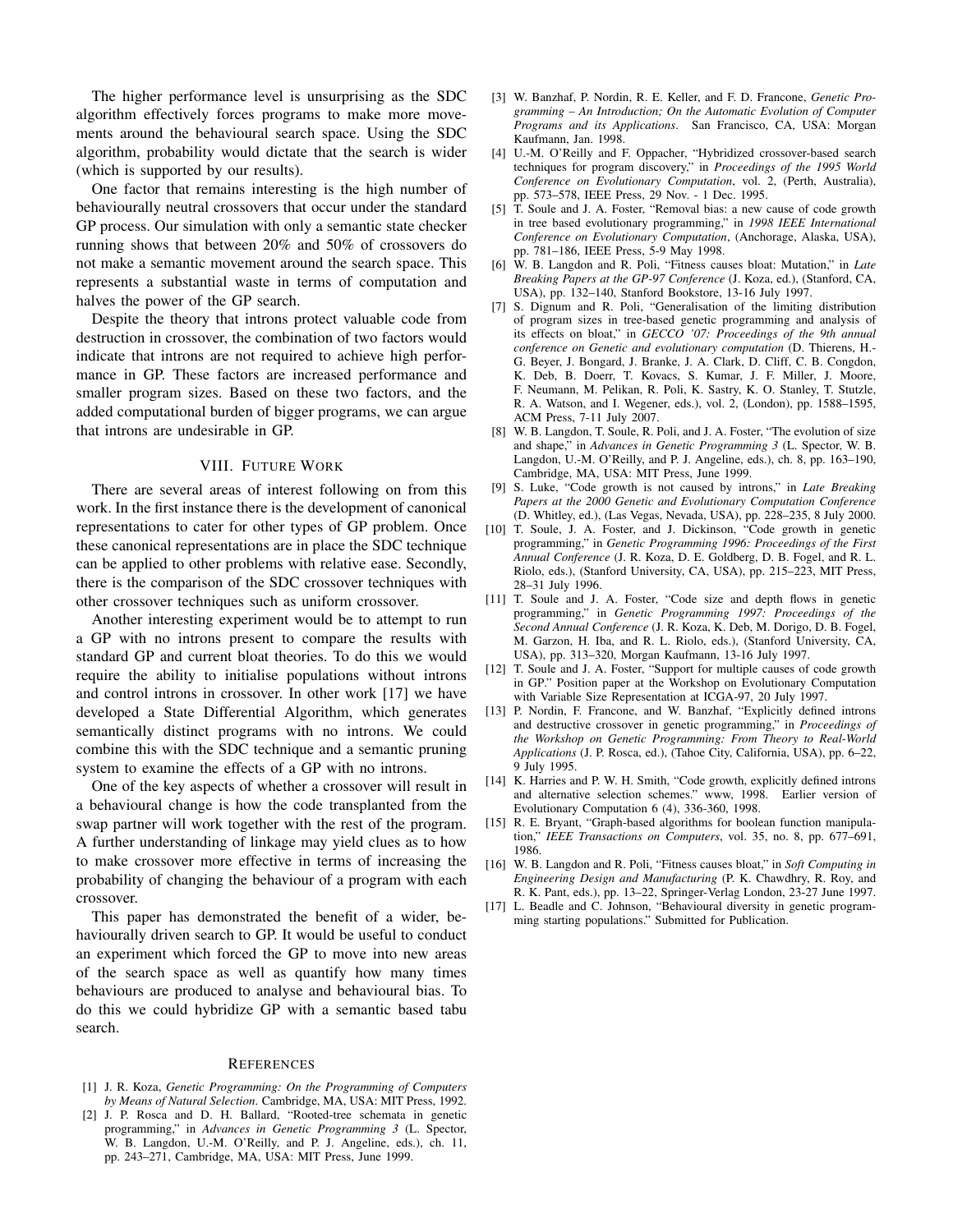The higher performance level is unsurprising as the SDC algorithm effectively forces programs to make more movements around the behavioural search space. Using the SDC algorithm, probability would dictate that the search is wider (which is supported by our results).

One factor that remains interesting is the high number of behaviourally neutral crossovers that occur under the standard GP process. Our simulation with only a semantic state checker running shows that between 20% and 50% of crossovers do not make a semantic movement around the search space. This represents a substantial waste in terms of computation and halves the power of the GP search.

Despite the theory that introns protect valuable code from destruction in crossover, the combination of two factors would indicate that introns are not required to achieve high performance in GP. These factors are increased performance and smaller program sizes. Based on these two factors, and the added computational burden of bigger programs, we can argue that introns are undesirable in GP.

## VIII. Future Work

There are several areas of interest following on from this work. In the first instance there is the development of canonical representations to cater for other types of GP problem. Once these canonical representations are in place the SDC technique can be applied to other problems with relative ease. Secondly, there is the comparison of the SDC crossover techniques with other crossover techniques such as uniform crossover.

Another interesting experiment would be to attempt to run a GP with no introns present to compare the results with standard GP and current bloat theories. To do this we would require the ability to initialise populations without introns and control introns in crossover. In other work [17] we have developed a State Differential Algorithm, which generates semantically distinct programs with no introns. We could combine this with the SDC technique and a semantic pruning system to examine the effects of a GP with no introns.

One of the key aspects of whether a crossover will result in a behavioural change is how the code transplanted from the swap partner will work together with the rest of the program. A further understanding of linkage may yield clues as to how to make crossover more effective in terms of increasing the probability of changing the behaviour of a program with each crossover.

This paper has demonstrated the benefit of a wider, behaviourally driven search to GP. It would be useful to conduct an experiment which forced the GP to move into new areas of the search space as well as quantify how many times behaviours are produced to analyse and behavioural bias. To do this we could hybridize GP with a semantic based tabu search.

## References

[1] J. R. Koza, *Genetic Programming: On the Programming of Computers by Means of Natural Selection*. Cambridge, MA, USA: MIT Press, 1992.

[2] J. P. Rosca and D. H. Ballard, "Rooted-tree schemata in genetic programming," in *Advances in Genetic Programming 3* (L. Spector, W. B. Langdon, U.-M. O'Reilly, and P. J. Angeline, eds.), ch. 11, pp. 243–271, Cambridge, MA, USA: MIT Press, June 1999.

[3] W. Banzhaf, P. Nordin, R. E. Keller, and F. D. Francone, *Genetic Programming – An Introduction; On the Automatic Evolution of Computer Programs and its Applications*. San Francisco, CA, USA: Morgan Kaufmann, Jan. 1998.

[4] U.-M. O'Reilly and F. Oppacher, "Hybridized crossover-based search techniques for program discovery," in *Proceedings of the 1995 World Conference on Evolutionary Computation*, vol. 2, (Perth, Australia), pp. 573–578, IEEE Press, 29 Nov. - 1 Dec. 1995.

[5] T. Soule and J. A. Foster, "Removal bias: a new cause of code growth in tree based evolutionary programming," in *1998 IEEE International Conference on Evolutionary Computation*, (Anchorage, Alaska, USA), pp. 781–186, IEEE Press, 5-9 May 1998.

[6] W. B. Langdon and R. Poli, "Fitness causes bloat: Mutation," in *Late Breaking Papers at the GP-97 Conference* (J. Koza, ed.), (Stanford, CA, USA), pp. 132–140, Stanford Bookstore, 13-16 July 1997.

[7] S. Dignum and R. Poli, "Generalisation of the limiting distribution of program sizes in tree-based genetic programming and analysis of its effects on bloat," in *GECCO '07: Proceedings of the 9th annual conference on Genetic and evolutionary computation* (D. Thierens, H.-G. Beyer, J. Bongard, J. Branke, J. A. Clark, D. Cliff, C. B. Congdon, K. Deb, B. Doerr, T. Kovacs, S. Kumar, J. F. Miller, J. Moore, F. Neumann, M. Pelikan, R. Poli, K. Sastry, K. O. Stanley, T. Stutzle, R. A. Watson, and I. Wegener, eds.), vol. 2, (London), pp. 1588–1595, ACM Press, 7-11 July 2007.

[8] W. B. Langdon, T. Soule, R. Poli, and J. A. Foster, "The evolution of size and shape," in *Advances in Genetic Programming 3* (L. Spector, W. B. Langdon, U.-M. O'Reilly, and P. J. Angeline, eds.), ch. 8, pp. 163–190, Cambridge, MA, USA: MIT Press, June 1999.

[9] S. Luke, "Code growth is not caused by introns," in *Late Breaking Papers at the 2000 Genetic and Evolutionary Computation Conference* (D. Whitley, ed.), (Las Vegas, Nevada, USA), pp. 228–235, 8 July 2000.

[10] T. Soule, J. A. Foster, and J. Dickinson, "Code growth in genetic programming," in *Genetic Programming 1996: Proceedings of the First Annual Conference* (J. R. Koza, D. E. Goldberg, D. B. Fogel, and R. L. Riolo, eds.), (Stanford University, CA, USA), pp. 215–223, MIT Press, 28–31 July 1996.

[11] T. Soule and J. A. Foster, "Code size and depth flows in genetic programming," in *Genetic Programming 1997: Proceedings of the Second Annual Conference* (J. R. Koza, K. Deb, M. Dorigo, D. B. Fogel, M. Garzon, H. Iba, and R. L. Riolo, eds.), (Stanford University, CA, USA), pp. 313–320, Morgan Kaufmann, 13-16 July 1997.

[12] T. Soule and J. A. Foster, "Support for multiple causes of code growth in GP." Position paper at the Workshop on Evolutionary Computation with Variable Size Representation at ICGA-97, 20 July 1997.

[13] P. Nordin, F. Francone, and W. Banzhaf, "Explicitly defined introns and destructive crossover in genetic programming," in *Proceedings of the Workshop on Genetic Programming: From Theory to Real-World Applications* (J. P. Rosca, ed.), (Tahoe City, California, USA), pp. 6–22, 9 July 1995.

[14] K. Harries and P. W. H. Smith, "Code growth, explicitly defined introns and alternative selection schemes." www, 1998. Earlier version of Evolutionary Computation 6 (4), 336-360, 1998.

[15] R. E. Bryant, "Graph-based algorithms for boolean function manipulation," *IEEE Transactions on Computers*, vol. 35, no. 8, pp. 677–691, 1986.

[16] W. B. Langdon and R. Poli, "Fitness causes bloat," in *Soft Computing in Engineering Design and Manufacturing* (P. K. Chawdhry, R. Roy, and R. K. Pant, eds.), pp. 13–22, Springer-Verlag London, 23-27 June 1997.

[17] L. Beadle and C. Johnson, "Behavioural diversity in genetic programming starting populations." Submitted for Publication.